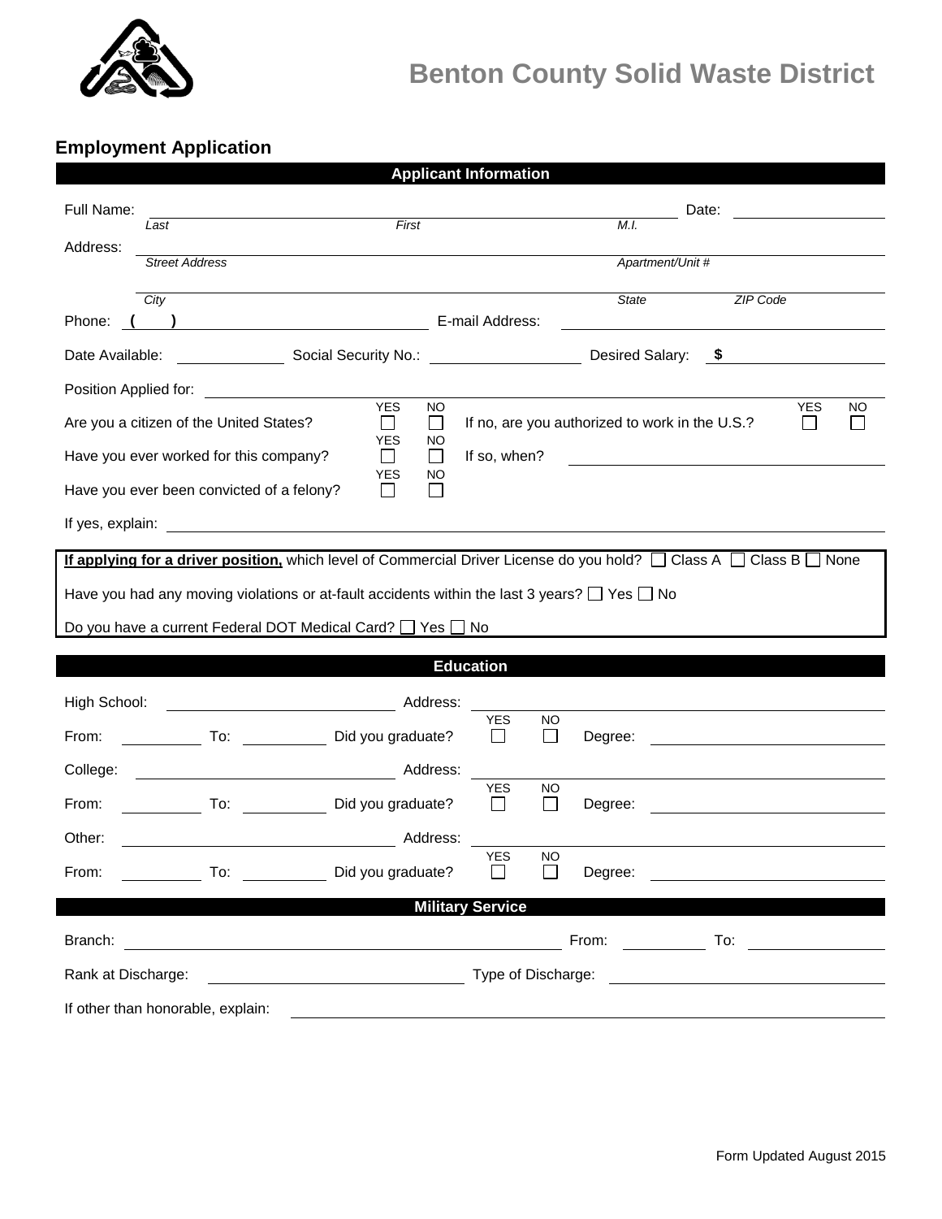# Benton County Solid Waste District

## Employment Application

### Applicant Information

Full Name: ______________________ ______________________ ______ Date: __________
*Last* *First* *M.I.*

Address: ________________________________________________ ______________
*Street Address* *Apartment/Unit #*

________________________________________________ __________ __________
*City* *State* *ZIP Code*

Phone: ( ) ____________________ E-mail Address: ____________________

Date Available: __________ Social Security No.: ______________ Desired Salary: $ __________

Position Applied for: ________________________________________________

Are you a citizen of the United States? YES ☐ NO ☐ If no, are you authorized to work in the U.S.? YES ☐ NO ☐

Have you ever worked for this company? YES ☐ NO ☐ If so, when? ____________________

Have you ever been convicted of a felony? YES ☐ NO ☐

If yes, explain: ________________________________________________

**If applying for a driver position,** which level of Commercial Driver License do you hold? ☐ Class A ☐ Class B ☐ None

Have you had any moving violations or at-fault accidents within the last 3 years? ☐ Yes ☐ No

Do you have a current Federal DOT Medical Card? ☐ Yes ☐ No

### Education

High School: ____________________ Address: ____________________

From: ________ To: ________ Did you graduate? YES ☐ NO ☐ Degree: ____________________

College: ____________________ Address: ____________________

From: ________ To: ________ Did you graduate? YES ☐ NO ☐ Degree: ____________________

Other: ____________________ Address: ____________________

From: ________ To: ________ Did you graduate? YES ☐ NO ☐ Degree: ____________________

### Military Service

Branch: ____________________ From: ________ To: ________

Rank at Discharge: ____________________ Type of Discharge: ____________________

If other than honorable, explain: ________________________________________________

Form Updated August 2015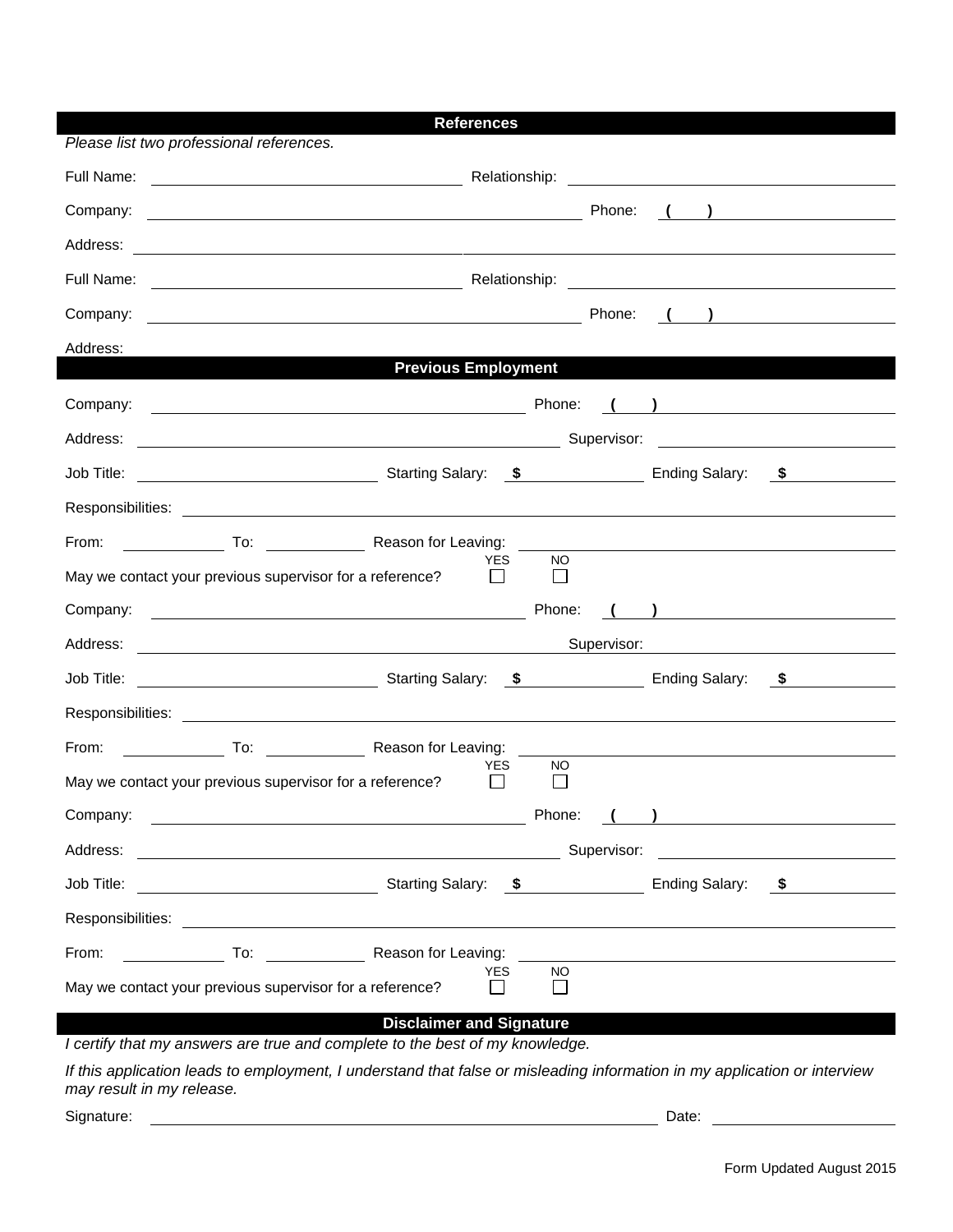## References

*Please list two professional references.*

Full Name: ______________________ Relationship: ______________________

Company: ______________________ Phone: ( ) ______________________

Address: ______________________

Full Name: ______________________ Relationship: ______________________

Company: ______________________ Phone: ( ) ______________________

Address:

## Previous Employment

Company: ______________________ Phone: ( ) ______________________

Address: ______________________ Supervisor: ______________________

Job Title: ______________________ Starting Salary: $ ______________ Ending Salary: $ ______________

Responsibilities: ______________________

From: ____________ To: ____________ Reason for Leaving: ______________________

May we contact your previous supervisor for a reference? YES ☐ NO ☐

Company: ______________________ Phone: ( ) ______________________

Address: ______________________ Supervisor: ______________________

Job Title: ______________________ Starting Salary: $ ______________ Ending Salary: $ ______________

Responsibilities: ______________________

From: ____________ To: ____________ Reason for Leaving: ______________________

May we contact your previous supervisor for a reference? YES ☐ NO ☐

Company: ______________________ Phone: ( ) ______________________

Address: ______________________ Supervisor: ______________________

Job Title: ______________________ Starting Salary: $ ______________ Ending Salary: $ ______________

Responsibilities: ______________________

From: ____________ To: ____________ Reason for Leaving: ______________________

May we contact your previous supervisor for a reference? YES ☐ NO ☐

## Disclaimer and Signature

*I certify that my answers are true and complete to the best of my knowledge.*

*If this application leads to employment, I understand that false or misleading information in my application or interview may result in my release.*

Signature: ______________________ Date: ______________

Form Updated August 2015